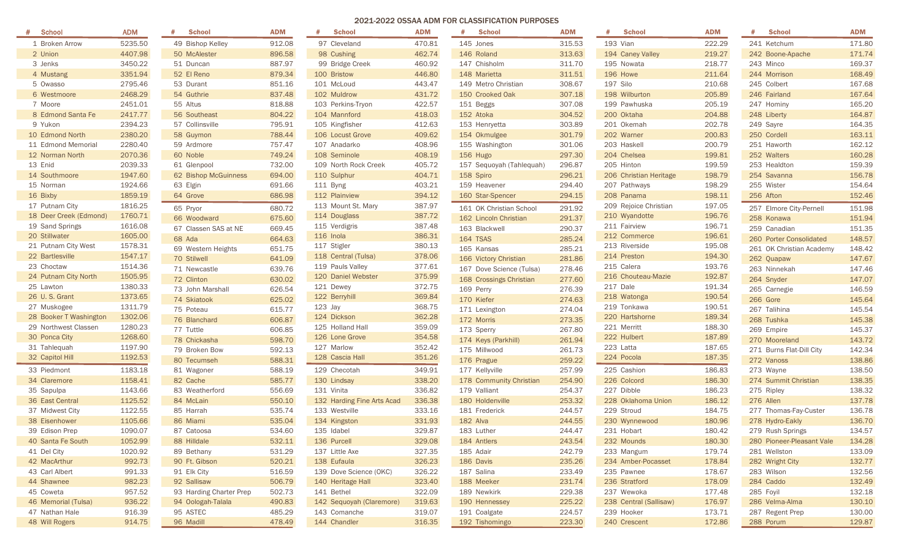## 2021-2022 OSSAA ADM FOR CLASSIFICATION PURPOSES

| # | School | ADM |
|---|---|---|
| 1 | Broken Arrow | 5235.50 |
| 2 | Union | 4407.98 |
| 3 | Jenks | 3450.22 |
| 4 | Mustang | 3351.94 |
| 5 | Owasso | 2795.46 |
| 6 | Westmoore | 2468.29 |
| 7 | Moore | 2451.01 |
| 8 | Edmond Santa Fe | 2417.77 |
| 9 | Yukon | 2394.23 |
| 10 | Edmond North | 2380.20 |
| 11 | Edmond Memorial | 2280.40 |
| 12 | Norman North | 2070.36 |
| 13 | Enid | 2039.33 |
| 14 | Southmoore | 1947.60 |
| 15 | Norman | 1924.66 |
| 16 | Bixby | 1859.19 |
| 17 | Putnam City | 1816.25 |
| 18 | Deer Creek (Edmond) | 1760.71 |
| 19 | Sand Springs | 1616.08 |
| 20 | Stillwater | 1605.00 |
| 21 | Putnam City West | 1578.31 |
| 22 | Bartlesville | 1547.17 |
| 23 | Choctaw | 1514.36 |
| 24 | Putnam City North | 1505.95 |
| 25 | Lawton | 1380.33 |
| 26 | U. S. Grant | 1373.65 |
| 27 | Muskogee | 1311.79 |
| 28 | Booker T Washington | 1302.06 |
| 29 | Northwest Classen | 1280.23 |
| 30 | Ponca City | 1268.60 |
| 31 | Tahlequah | 1197.90 |
| 32 | Capitol Hill | 1192.53 |
| 33 | Piedmont | 1183.18 |
| 34 | Claremore | 1158.41 |
| 35 | Sapulpa | 1143.66 |
| 36 | East Central | 1125.52 |
| 37 | Midwest City | 1122.55 |
| 38 | Eisenhower | 1105.66 |
| 39 | Edison Prep | 1090.07 |
| 40 | Santa Fe South | 1052.99 |
| 41 | Del City | 1020.92 |
| 42 | MacArthur | 992.73 |
| 43 | Carl Albert | 991.33 |
| 44 | Shawnee | 982.23 |
| 45 | Coweta | 957.52 |
| 46 | Memorial (Tulsa) | 936.22 |
| 47 | Nathan Hale | 916.39 |
| 48 | Will Rogers | 914.75 |
| 49 | Bishop Kelley | 912.08 |
| 50 | McAlester | 896.58 |
| 51 | Duncan | 887.97 |
| 52 | El Reno | 879.34 |
| 53 | Durant | 851.16 |
| 54 | Guthrie | 837.48 |
| 55 | Altus | 818.88 |
| 56 | Southeast | 804.22 |
| 57 | Collinsville | 795.91 |
| 58 | Guymon | 788.44 |
| 59 | Ardmore | 757.47 |
| 60 | Noble | 749.24 |
| 61 | Glenpool | 732.00 |
| 62 | Bishop McGuinness | 694.00 |
| 63 | Elgin | 691.66 |
| 64 | Grove | 686.98 |
| 65 | Pryor | 680.72 |
| 66 | Woodward | 675.60 |
| 67 | Classen SAS at NE | 669.45 |
| 68 | Ada | 664.63 |
| 69 | Western Heights | 651.75 |
| 70 | Stilwell | 641.09 |
| 71 | Newcastle | 639.76 |
| 72 | Clinton | 630.02 |
| 73 | John Marshall | 626.54 |
| 74 | Skiatook | 625.02 |
| 75 | Poteau | 615.77 |
| 76 | Blanchard | 606.87 |
| 77 | Tuttle | 606.85 |
| 78 | Chickasha | 598.70 |
| 79 | Broken Bow | 592.13 |
| 80 | Tecumseh | 588.31 |
| 81 | Wagoner | 588.19 |
| 82 | Cache | 585.77 |
| 83 | Weatherford | 556.69 |
| 84 | McLain | 550.10 |
| 85 | Harrah | 535.74 |
| 86 | Miami | 535.04 |
| 87 | Catoosa | 534.60 |
| 88 | Hilldale | 532.11 |
| 89 | Bethany | 531.29 |
| 90 | Ft. Gibson | 520.21 |
| 91 | Elk City | 516.59 |
| 92 | Sallisaw | 506.79 |
| 93 | Harding Charter Prep | 502.73 |
| 94 | Oologah-Talala | 490.83 |
| 95 | ASTEC | 485.29 |
| 96 | Madill | 478.49 |
| 97 | Cleveland | 470.81 |
| 98 | Cushing | 462.74 |
| 99 | Bridge Creek | 460.92 |
| 100 | Bristow | 446.80 |
| 101 | McLoud | 443.47 |
| 102 | Muldrow | 431.72 |
| 103 | Perkins-Tryon | 422.57 |
| 104 | Mannford | 418.03 |
| 105 | Kingfisher | 412.63 |
| 106 | Locust Grove | 409.62 |
| 107 | Anadarko | 408.96 |
| 108 | Seminole | 408.19 |
| 109 | North Rock Creek | 405.72 |
| 110 | Sulphur | 404.71 |
| 111 | Byng | 403.21 |
| 112 | Plainview | 394.12 |
| 113 | Mount St. Mary | 387.97 |
| 114 | Douglass | 387.72 |
| 115 | Verdigris | 387.48 |
| 116 | Inola | 386.31 |
| 117 | Stigler | 380.13 |
| 118 | Central (Tulsa) | 378.06 |
| 119 | Pauls Valley | 377.61 |
| 120 | Daniel Webster | 375.99 |
| 121 | Dewey | 372.75 |
| 122 | Berryhill | 369.84 |
| 123 | Jay | 368.75 |
| 124 | Dickson | 362.28 |
| 125 | Holland Hall | 359.09 |
| 126 | Lone Grove | 354.58 |
| 127 | Marlow | 352.42 |
| 128 | Cascia Hall | 351.26 |
| 129 | Checotah | 349.91 |
| 130 | Lindsay | 338.20 |
| 131 | Vinita | 336.82 |
| 132 | Harding Fine Arts Acad | 336.38 |
| 133 | Westville | 333.16 |
| 134 | Kingston | 331.93 |
| 135 | Idabel | 329.87 |
| 136 | Purcell | 329.08 |
| 137 | Little Axe | 327.35 |
| 138 | Eufaula | 326.23 |
| 139 | Dove Science (OKC) | 326.22 |
| 140 | Heritage Hall | 323.40 |
| 141 | Bethel | 322.09 |
| 142 | Sequoyah (Claremore) | 319.63 |
| 143 | Comanche | 319.07 |
| 144 | Chandler | 316.35 |
| 145 | Jones | 315.53 |
| 146 | Roland | 313.63 |
| 147 | Chisholm | 311.70 |
| 148 | Marietta | 311.51 |
| 149 | Metro Christian | 308.67 |
| 150 | Crooked Oak | 307.18 |
| 151 | Beggs | 307.08 |
| 152 | Atoka | 304.52 |
| 153 | Henryetta | 303.89 |
| 154 | Okmulgee | 301.79 |
| 155 | Washington | 301.06 |
| 156 | Hugo | 297.30 |
| 157 | Sequoyah (Tahlequah) | 296.87 |
| 158 | Spiro | 296.21 |
| 159 | Heavener | 294.40 |
| 160 | Star-Spencer | 294.15 |
| 161 | OK Christian School | 291.92 |
| 162 | Lincoln Christian | 291.37 |
| 163 | Blackwell | 290.37 |
| 164 | TSAS | 285.24 |
| 165 | Kansas | 285.21 |
| 166 | Victory Christian | 281.86 |
| 167 | Dove Science (Tulsa) | 278.46 |
| 168 | Crossings Christian | 277.60 |
| 169 | Perry | 276.39 |
| 170 | Kiefer | 274.63 |
| 171 | Lexington | 274.04 |
| 172 | Morris | 273.35 |
| 173 | Sperry | 267.80 |
| 174 | Keys (Parkhill) | 261.94 |
| 175 | Millwood | 261.73 |
| 176 | Prague | 259.22 |
| 177 | Kellyville | 257.99 |
| 178 | Community Christian | 254.90 |
| 179 | Valliant | 254.37 |
| 180 | Holdenville | 253.32 |
| 181 | Frederick | 244.57 |
| 182 | Alva | 244.55 |
| 183 | Luther | 244.47 |
| 184 | Antlers | 243.54 |
| 185 | Adair | 242.79 |
| 186 | Davis | 235.26 |
| 187 | Salina | 233.49 |
| 188 | Meeker | 231.74 |
| 189 | Newkirk | 229.38 |
| 190 | Hennessey | 225.22 |
| 191 | Coalgate | 224.57 |
| 192 | Tishomingo | 223.30 |
| 193 | Vian | 222.29 |
| 194 | Caney Valley | 219.27 |
| 195 | Nowata | 218.77 |
| 196 | Howe | 211.64 |
| 197 | Silo | 210.68 |
| 198 | Wilburton | 205.89 |
| 199 | Pawhuska | 205.19 |
| 200 | Oktaha | 204.88 |
| 201 | Okemah | 202.78 |
| 202 | Warner | 200.83 |
| 203 | Haskell | 200.79 |
| 204 | Chelsea | 199.81 |
| 205 | Hinton | 199.59 |
| 206 | Christian Heritage | 198.79 |
| 207 | Pathways | 198.29 |
| 208 | Panama | 198.11 |
| 209 | Rejoice Christian | 197.05 |
| 210 | Wyandotte | 196.76 |
| 211 | Fairview | 196.71 |
| 212 | Commerce | 196.61 |
| 213 | Riverside | 195.08 |
| 214 | Preston | 194.30 |
| 215 | Calera | 193.76 |
| 216 | Chouteau-Mazie | 192.87 |
| 217 | Dale | 191.34 |
| 218 | Watonga | 190.54 |
| 219 | Tonkawa | 190.51 |
| 220 | Hartshorne | 189.34 |
| 221 | Merritt | 188.30 |
| 222 | Hulbert | 187.89 |
| 223 | Latta | 187.65 |
| 224 | Pocola | 187.35 |
| 225 | Cashion | 186.83 |
| 226 | Colcord | 186.30 |
| 227 | Dibble | 186.23 |
| 228 | Oklahoma Union | 186.12 |
| 229 | Stroud | 184.75 |
| 230 | Wynnewood | 180.96 |
| 231 | Hobart | 180.42 |
| 232 | Mounds | 180.30 |
| 233 | Mangum | 179.74 |
| 234 | Amber-Pocasset | 178.84 |
| 235 | Pawnee | 178.67 |
| 236 | Stratford | 178.09 |
| 237 | Wewoka | 177.48 |
| 238 | Central (Sallisaw) | 176.97 |
| 239 | Hooker | 173.71 |
| 240 | Crescent | 172.86 |
| 241 | Ketchum | 171.80 |
| 242 | Boone-Apache | 171.74 |
| 243 | Minco | 169.37 |
| 244 | Morrison | 168.49 |
| 245 | Colbert | 167.68 |
| 246 | Fairland | 167.64 |
| 247 | Hominy | 165.20 |
| 248 | Liberty | 164.87 |
| 249 | Sayre | 164.35 |
| 250 | Cordell | 163.11 |
| 251 | Haworth | 162.12 |
| 252 | Walters | 160.28 |
| 253 | Healdton | 159.39 |
| 254 | Savanna | 156.78 |
| 255 | Wister | 154.64 |
| 256 | Afton | 152.46 |
| 257 | Elmore City-Pernell | 151.98 |
| 258 | Konawa | 151.94 |
| 259 | Canadian | 151.35 |
| 260 | Porter Consolidated | 148.57 |
| 261 | OK Christian Academy | 148.42 |
| 262 | Quapaw | 147.67 |
| 263 | Ninnekah | 147.46 |
| 264 | Snyder | 147.07 |
| 265 | Carnegie | 146.59 |
| 266 | Gore | 145.64 |
| 267 | Talihina | 145.54 |
| 268 | Tushka | 145.38 |
| 269 | Empire | 145.37 |
| 270 | Mooreland | 143.72 |
| 271 | Burns Flat-Dill City | 142.34 |
| 272 | Vanoss | 138.86 |
| 273 | Wayne | 138.50 |
| 274 | Summit Christian | 138.35 |
| 275 | Ripley | 138.32 |
| 276 | Allen | 137.78 |
| 277 | Thomas-Fay-Custer | 136.78 |
| 278 | Hydro-Eakly | 136.70 |
| 279 | Rush Springs | 134.57 |
| 280 | Pioneer-Pleasant Vale | 134.28 |
| 281 | Wellston | 133.09 |
| 282 | Wright City | 132.77 |
| 283 | Wilson | 132.56 |
| 284 | Caddo | 132.49 |
| 285 | Foyil | 132.18 |
| 286 | Velma-Alma | 130.10 |
| 287 | Regent Prep | 130.00 |
| 288 | Porum | 129.87 |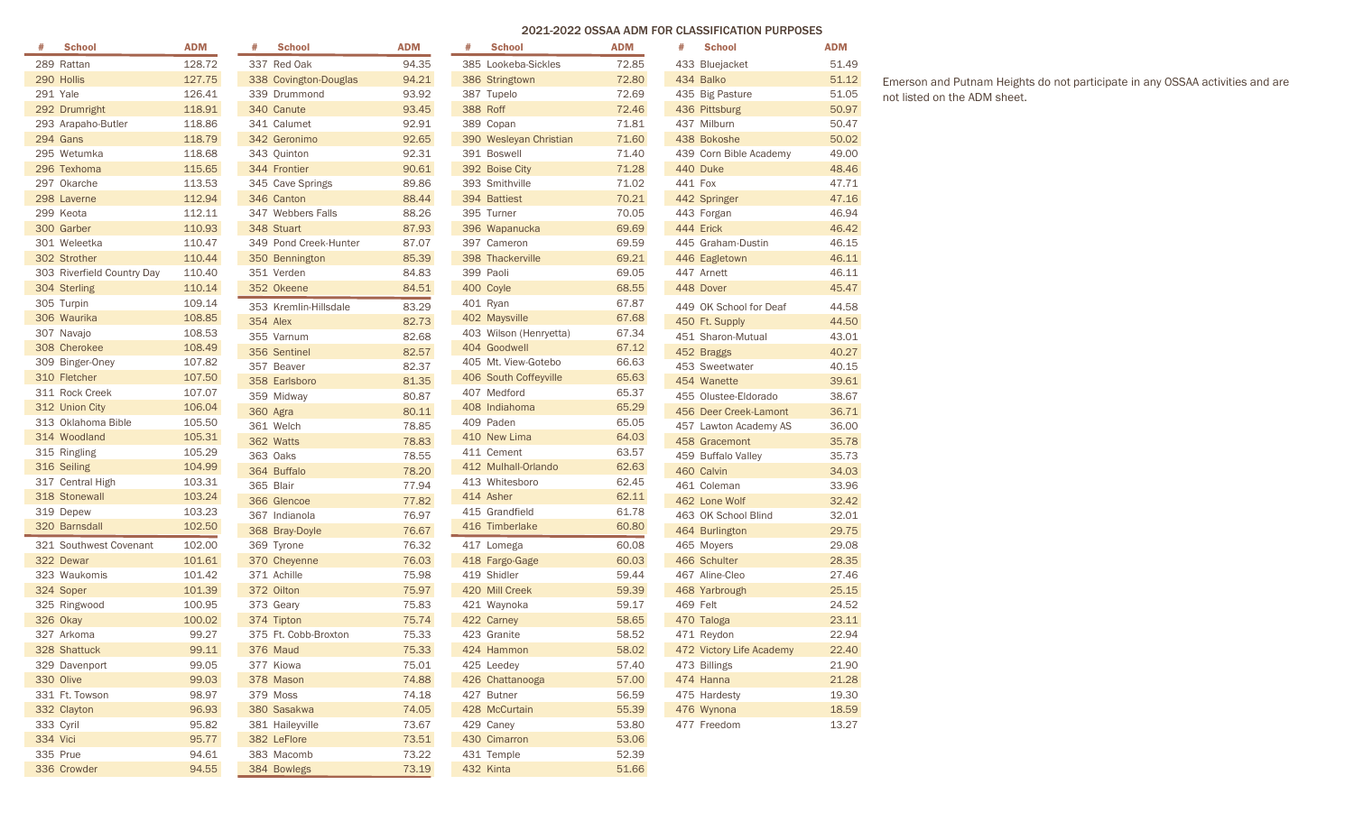# 2021-2022 OSSAA ADM FOR CLASSIFICATION PURPOSES

| # | School | ADM |
|---|---|---|
| 289 | Rattan | 128.72 |
| 290 | Hollis | 127.75 |
| 291 | Yale | 126.41 |
| 292 | Drumright | 118.91 |
| 293 | Arapaho-Butler | 118.86 |
| 294 | Gans | 118.79 |
| 295 | Wetumka | 118.68 |
| 296 | Texhoma | 115.65 |
| 297 | Okarche | 113.53 |
| 298 | Laverne | 112.94 |
| 299 | Keota | 112.11 |
| 300 | Garber | 110.93 |
| 301 | Weleetka | 110.47 |
| 302 | Strother | 110.44 |
| 303 | Riverfield Country Day | 110.40 |
| 304 | Sterling | 110.14 |
| 305 | Turpin | 109.14 |
| 306 | Waurika | 108.85 |
| 307 | Navajo | 108.53 |
| 308 | Cherokee | 108.49 |
| 309 | Binger-Oney | 107.82 |
| 310 | Fletcher | 107.50 |
| 311 | Rock Creek | 107.07 |
| 312 | Union City | 106.04 |
| 313 | Oklahoma Bible | 105.50 |
| 314 | Woodland | 105.31 |
| 315 | Ringling | 105.29 |
| 316 | Seiling | 104.99 |
| 317 | Central High | 103.31 |
| 318 | Stonewall | 103.24 |
| 319 | Depew | 103.23 |
| 320 | Barnsdall | 102.50 |
| 321 | Southwest Covenant | 102.00 |
| 322 | Dewar | 101.61 |
| 323 | Waukomis | 101.42 |
| 324 | Soper | 101.39 |
| 325 | Ringwood | 100.95 |
| 326 | Okay | 100.02 |
| 327 | Arkoma | 99.27 |
| 328 | Shattuck | 99.11 |
| 329 | Davenport | 99.05 |
| 330 | Olive | 99.03 |
| 331 | Ft. Towson | 98.97 |
| 332 | Clayton | 96.93 |
| 333 | Cyril | 95.82 |
| 334 | Vici | 95.77 |
| 335 | Prue | 94.61 |
| 336 | Crowder | 94.55 |
| 337 | Red Oak | 94.35 |
| 338 | Covington-Douglas | 94.21 |
| 339 | Drummond | 93.92 |
| 340 | Canute | 93.45 |
| 341 | Calumet | 92.91 |
| 342 | Geronimo | 92.65 |
| 343 | Quinton | 92.31 |
| 344 | Frontier | 90.61 |
| 345 | Cave Springs | 89.86 |
| 346 | Canton | 88.44 |
| 347 | Webbers Falls | 88.26 |
| 348 | Stuart | 87.93 |
| 349 | Pond Creek-Hunter | 87.07 |
| 350 | Bennington | 85.39 |
| 351 | Verden | 84.83 |
| 352 | Okeene | 84.51 |
| 353 | Kremlin-Hillsdale | 83.29 |
| 354 | Alex | 82.73 |
| 355 | Varnum | 82.68 |
| 356 | Sentinel | 82.57 |
| 357 | Beaver | 82.37 |
| 358 | Earlsboro | 81.35 |
| 359 | Midway | 80.87 |
| 360 | Agra | 80.11 |
| 361 | Welch | 78.85 |
| 362 | Watts | 78.83 |
| 363 | Oaks | 78.55 |
| 364 | Buffalo | 78.20 |
| 365 | Blair | 77.94 |
| 366 | Glencoe | 77.82 |
| 367 | Indianola | 76.97 |
| 368 | Bray-Doyle | 76.67 |
| 369 | Tyrone | 76.32 |
| 370 | Cheyenne | 76.03 |
| 371 | Achille | 75.98 |
| 372 | Oilton | 75.97 |
| 373 | Geary | 75.83 |
| 374 | Tipton | 75.74 |
| 375 | Ft. Cobb-Broxton | 75.33 |
| 376 | Maud | 75.33 |
| 377 | Kiowa | 75.01 |
| 378 | Mason | 74.88 |
| 379 | Moss | 74.18 |
| 380 | Sasakwa | 74.05 |
| 381 | Haileyville | 73.67 |
| 382 | LeFlore | 73.51 |
| 383 | Macomb | 73.22 |
| 384 | Bowlegs | 73.19 |
| 385 | Lookeba-Sickles | 72.85 |
| 386 | Stringtown | 72.80 |
| 387 | Tupelo | 72.69 |
| 388 | Roff | 72.46 |
| 389 | Copan | 71.81 |
| 390 | Wesleyan Christian | 71.60 |
| 391 | Boswell | 71.40 |
| 392 | Boise City | 71.28 |
| 393 | Smithville | 71.02 |
| 394 | Battiest | 70.21 |
| 395 | Turner | 70.05 |
| 396 | Wapanucka | 69.69 |
| 397 | Cameron | 69.59 |
| 398 | Thackerville | 69.21 |
| 399 | Paoli | 69.05 |
| 400 | Coyle | 68.55 |
| 401 | Ryan | 67.87 |
| 402 | Maysville | 67.68 |
| 403 | Wilson (Henryetta) | 67.34 |
| 404 | Goodwell | 67.12 |
| 405 | Mt. View-Gotebo | 66.63 |
| 406 | South Coffeyville | 65.63 |
| 407 | Medford | 65.37 |
| 408 | Indiahoma | 65.29 |
| 409 | Paden | 65.05 |
| 410 | New Lima | 64.03 |
| 411 | Cement | 63.57 |
| 412 | Mulhall-Orlando | 62.63 |
| 413 | Whitesboro | 62.45 |
| 414 | Asher | 62.11 |
| 415 | Grandfield | 61.78 |
| 416 | Timberlake | 60.80 |
| 417 | Lomega | 60.08 |
| 418 | Fargo-Gage | 60.03 |
| 419 | Shidler | 59.44 |
| 420 | Mill Creek | 59.39 |
| 421 | Waynoka | 59.17 |
| 422 | Carney | 58.65 |
| 423 | Granite | 58.52 |
| 424 | Hammon | 58.02 |
| 425 | Leedey | 57.40 |
| 426 | Chattanooga | 57.00 |
| 427 | Butner | 56.59 |
| 428 | McCurtain | 55.39 |
| 429 | Caney | 53.80 |
| 430 | Cimarron | 53.06 |
| 431 | Temple | 52.39 |
| 432 | Kinta | 51.66 |
| 433 | Bluejacket | 51.49 |
| 434 | Balko | 51.12 |
| 435 | Big Pasture | 51.05 |
| 436 | Pittsburg | 50.97 |
| 437 | Milburn | 50.47 |
| 438 | Bokoshe | 50.02 |
| 439 | Corn Bible Academy | 49.00 |
| 440 | Duke | 48.46 |
| 441 | Fox | 47.71 |
| 442 | Springer | 47.16 |
| 443 | Forgan | 46.94 |
| 444 | Erick | 46.42 |
| 445 | Graham-Dustin | 46.15 |
| 446 | Eagletown | 46.11 |
| 447 | Arnett | 46.11 |
| 448 | Dover | 45.47 |
| 449 | OK School for Deaf | 44.58 |
| 450 | Ft. Supply | 44.50 |
| 451 | Sharon-Mutual | 43.01 |
| 452 | Braggs | 40.27 |
| 453 | Sweetwater | 40.15 |
| 454 | Wanette | 39.61 |
| 455 | Olustee-Eldorado | 38.67 |
| 456 | Deer Creek-Lamont | 36.71 |
| 457 | Lawton Academy AS | 36.00 |
| 458 | Gracemont | 35.78 |
| 459 | Buffalo Valley | 35.73 |
| 460 | Calvin | 34.03 |
| 461 | Coleman | 33.96 |
| 462 | Lone Wolf | 32.42 |
| 463 | OK School Blind | 32.01 |
| 464 | Burlington | 29.75 |
| 465 | Moyers | 29.08 |
| 466 | Schulter | 28.35 |
| 467 | Aline-Cleo | 27.46 |
| 468 | Yarbrough | 25.15 |
| 469 | Felt | 24.52 |
| 470 | Taloga | 23.11 |
| 471 | Reydon | 22.94 |
| 472 | Victory Life Academy | 22.40 |
| 473 | Billings | 21.90 |
| 474 | Hanna | 21.28 |
| 475 | Hardesty | 19.30 |
| 476 | Wynona | 18.59 |
| 477 | Freedom | 13.27 |

Emerson and Putnam Heights do not participate in any OSSAA activities and are not listed on the ADM sheet.